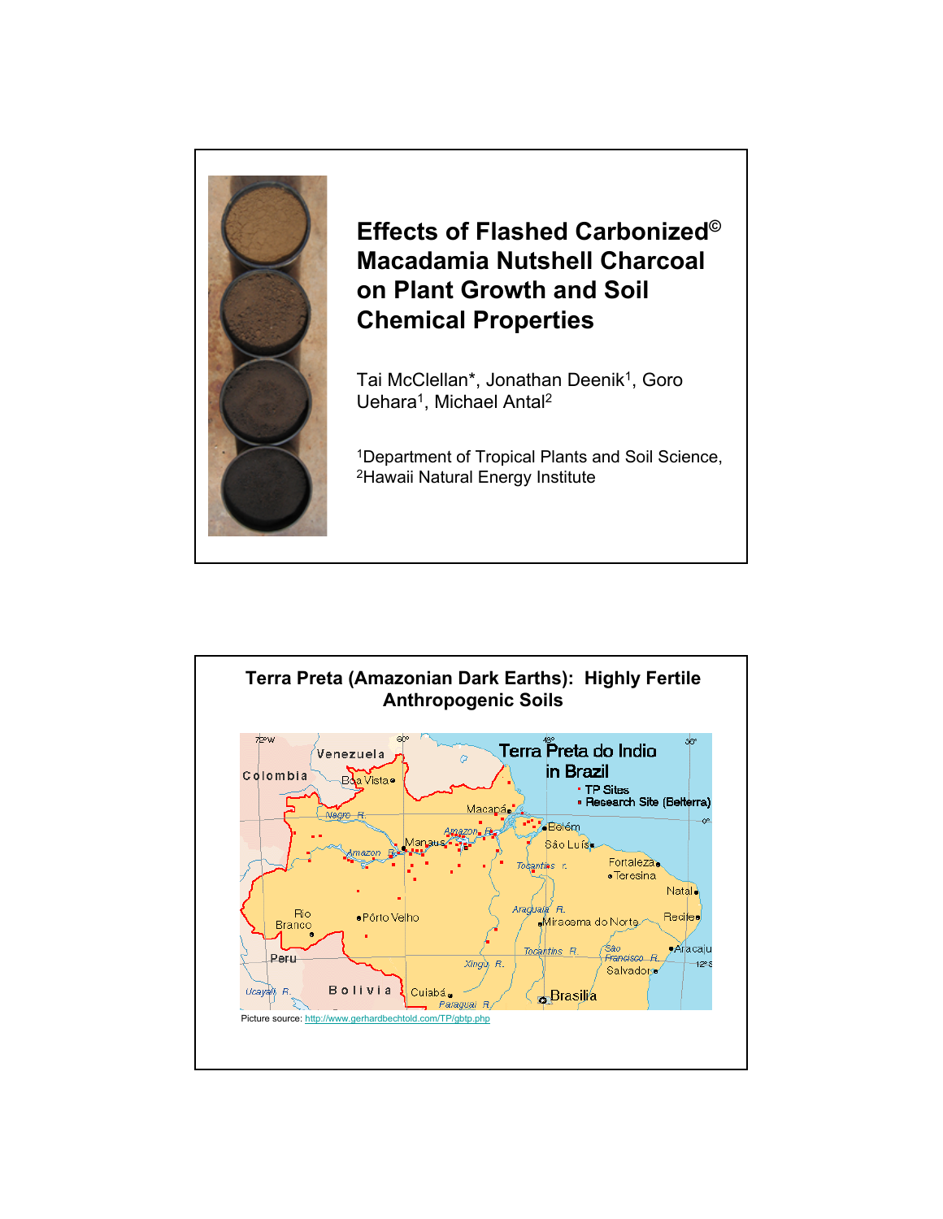# Effects of Flashed Carbonized© Macadamia Nutshell Charcoal on Plant Growth and Soil Chemical Properties

Tai McClellan*, Jonathan Deenik[1], Goro Uehara[1], Michael Antal[2]

[1]Department of Tropical Plants and Soil Science,
[2]Hawaii Natural Energy Institute

## Terra Preta (Amazonian Dark Earths): Highly Fertile Anthropogenic Soils

Picture source: http://www.gerhardbechtold.com/TP/gbtp.php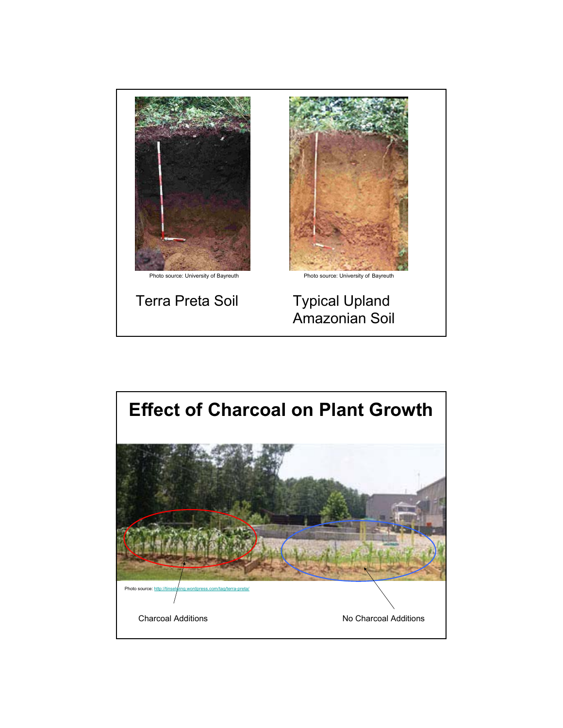Photo source: University of Bayreuth

Terra Preta Soil

Photo source: University of Bayreuth

Typical Upland Amazonian Soil

# Effect of Charcoal on Plant Growth

Photo source: http://tinselwing.wordpress.com/tag/terra-preta/

Charcoal Additions

No Charcoal Additions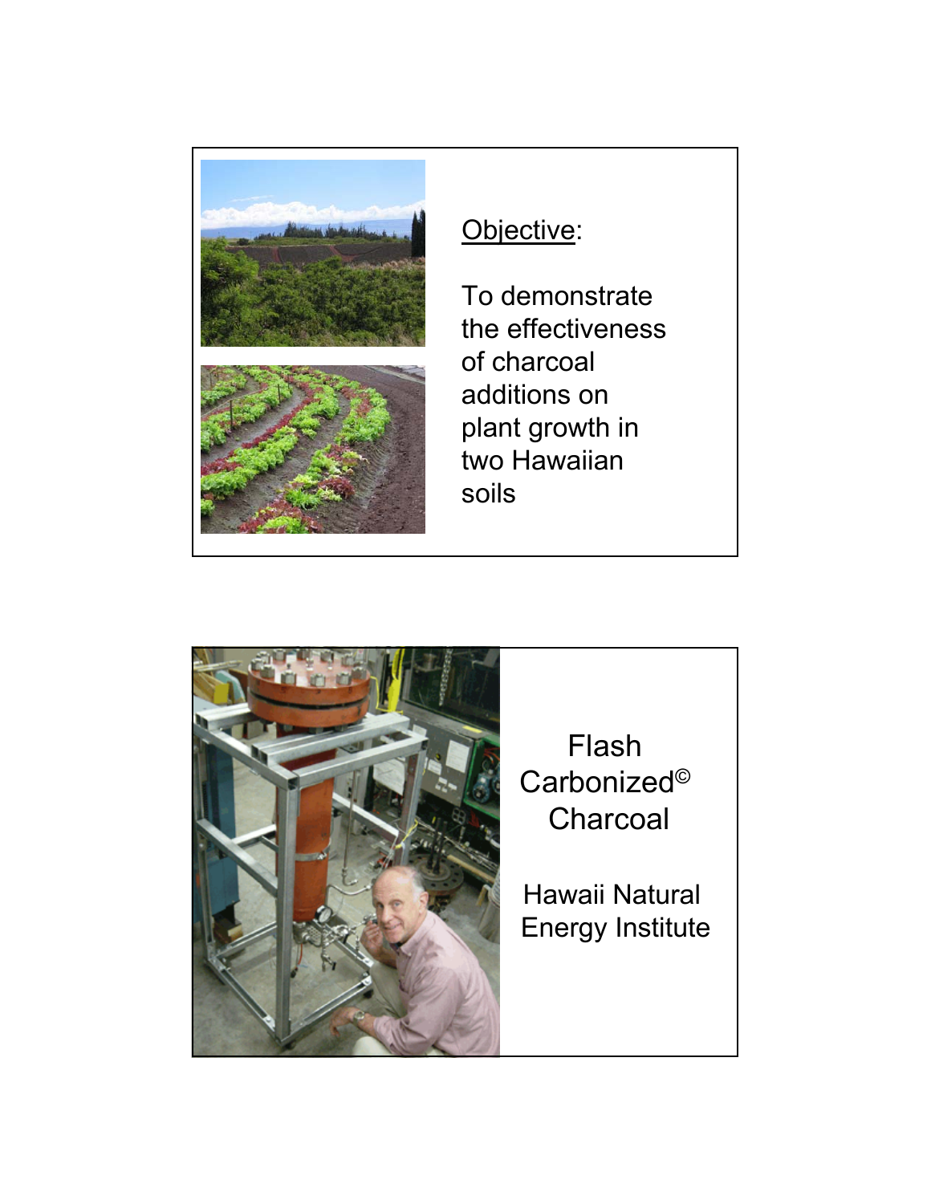Objective:

To demonstrate the effectiveness of charcoal additions on plant growth in two Hawaiian soils

Flash Carbonized© Charcoal

Hawaii Natural Energy Institute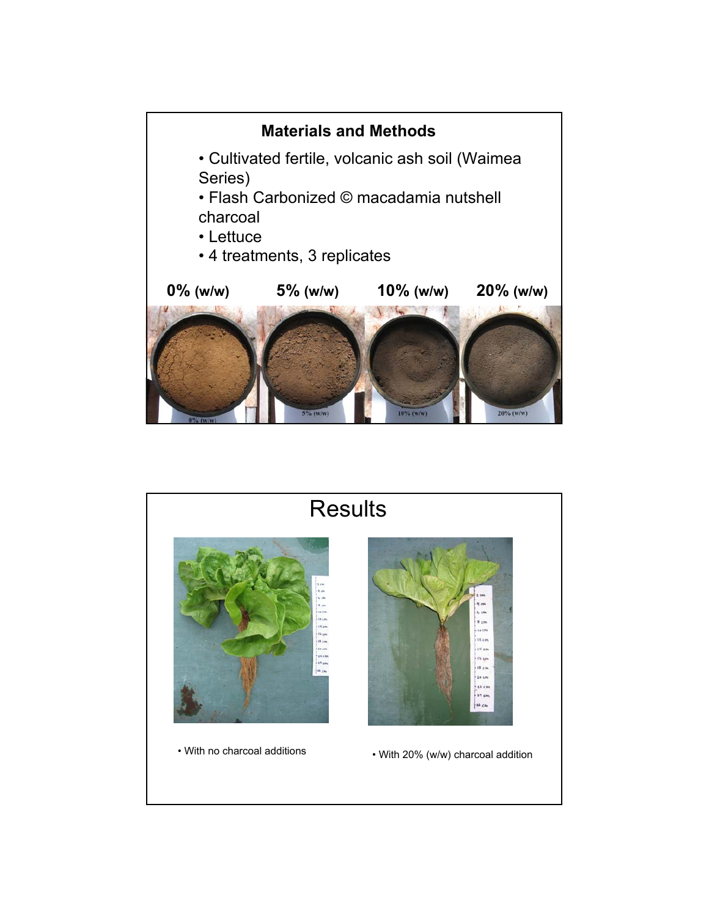## Materials and Methods

- Cultivated fertile, volcanic ash soil (Waimea Series)
- Flash Carbonized © macadamia nutshell charcoal
- Lettuce
- 4 treatments, 3 replicates

**0% (w/w)** **5% (w/w)** **10% (w/w)** **20% (w/w)**

## Results

- With no charcoal additions
- With 20% (w/w) charcoal addition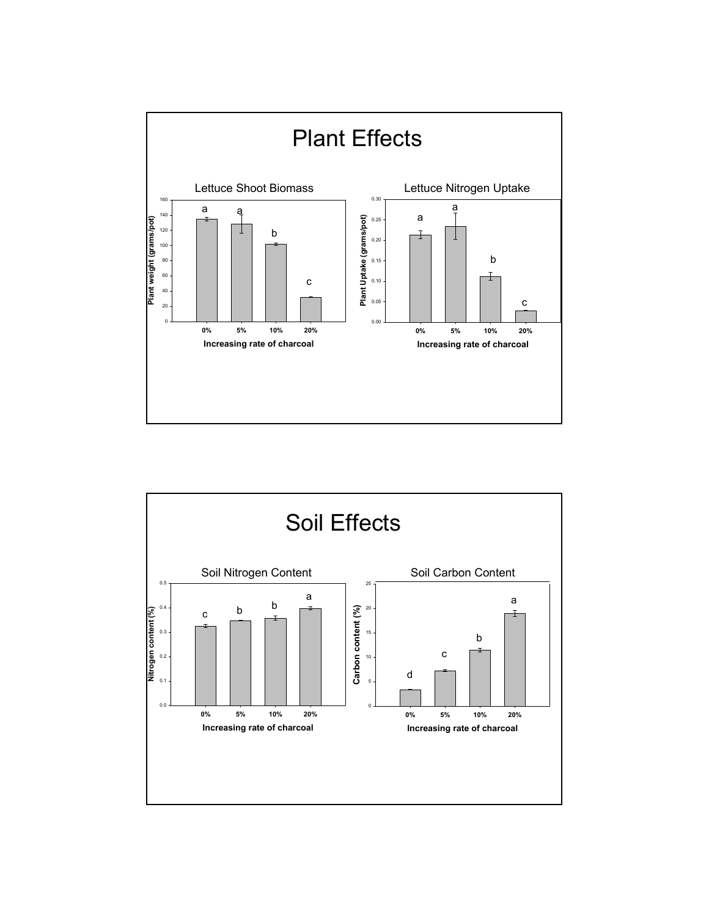# Plant Effects

### Lettuce Shoot Biomass

Plant weight (grams/pot)

| Increasing rate of charcoal | 0% | 5% | 10% | 20% |
|---|---|---|---|---|
| Significance group | a | a | b | c |

### Lettuce Nitrogen Uptake

Plant Uptake (grams/pot)

| Increasing rate of charcoal | 0% | 5% | 10% | 20% |
|---|---|---|---|---|
| Significance group | a | a | b | c |

# Soil Effects

### Soil Nitrogen Content

Nitrogen content (%)

| Increasing rate of charcoal | 0% | 5% | 10% | 20% |
|---|---|---|---|---|
| Significance group | c | b | b | a |

### Soil Carbon Content

Carbon content (%)

| Increasing rate of charcoal | 0% | 5% | 10% | 20% |
|---|---|---|---|---|
| Significance group | d | c | b | a |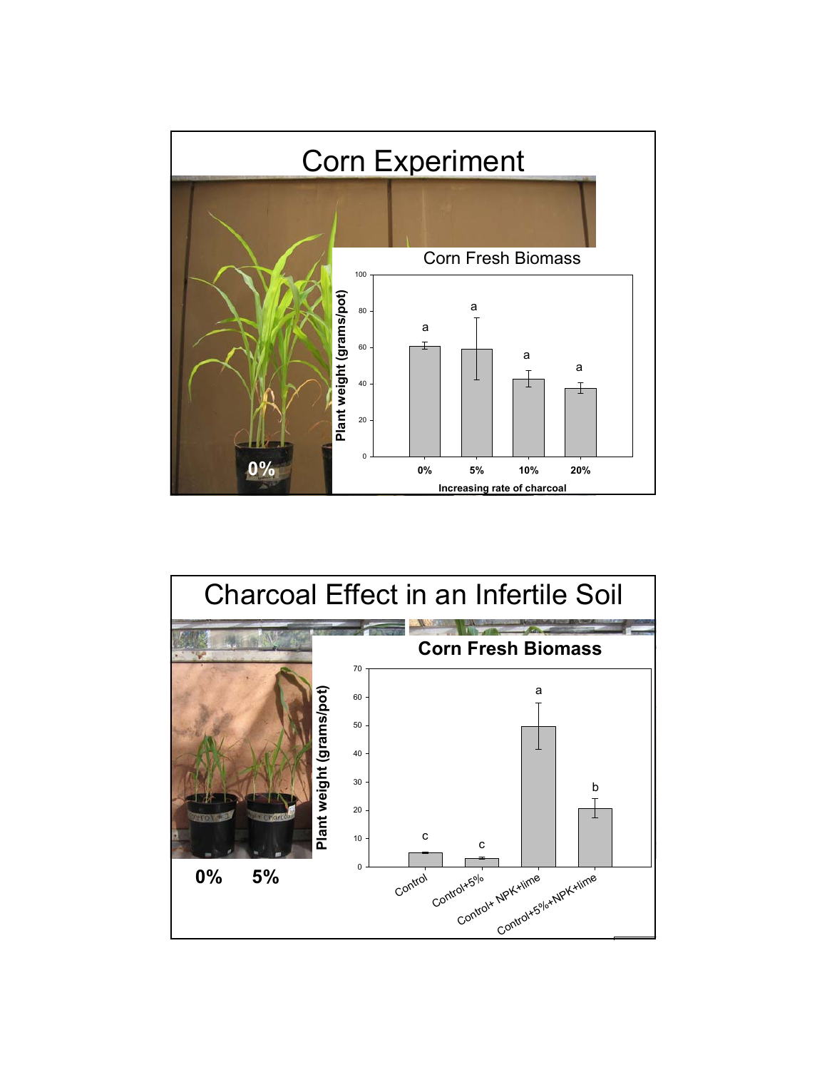# Corn Experiment

**Corn Fresh Biomass**

Plant weight (grams/pot)

| Increasing rate of charcoal | 0% | 5% | 10% | 20% |
|---|---|---|---|---|
| Significance letter | a | a | a | a |

0%

# Charcoal Effect in an Infertile Soil

**Corn Fresh Biomass**

Plant weight (grams/pot)

| Treatment | Control | Control+5% | Control+ NPK+lime | Control+5%+NPK+lime |
|---|---|---|---|---|
| Significance letter | c | c | a | b |

0% 5%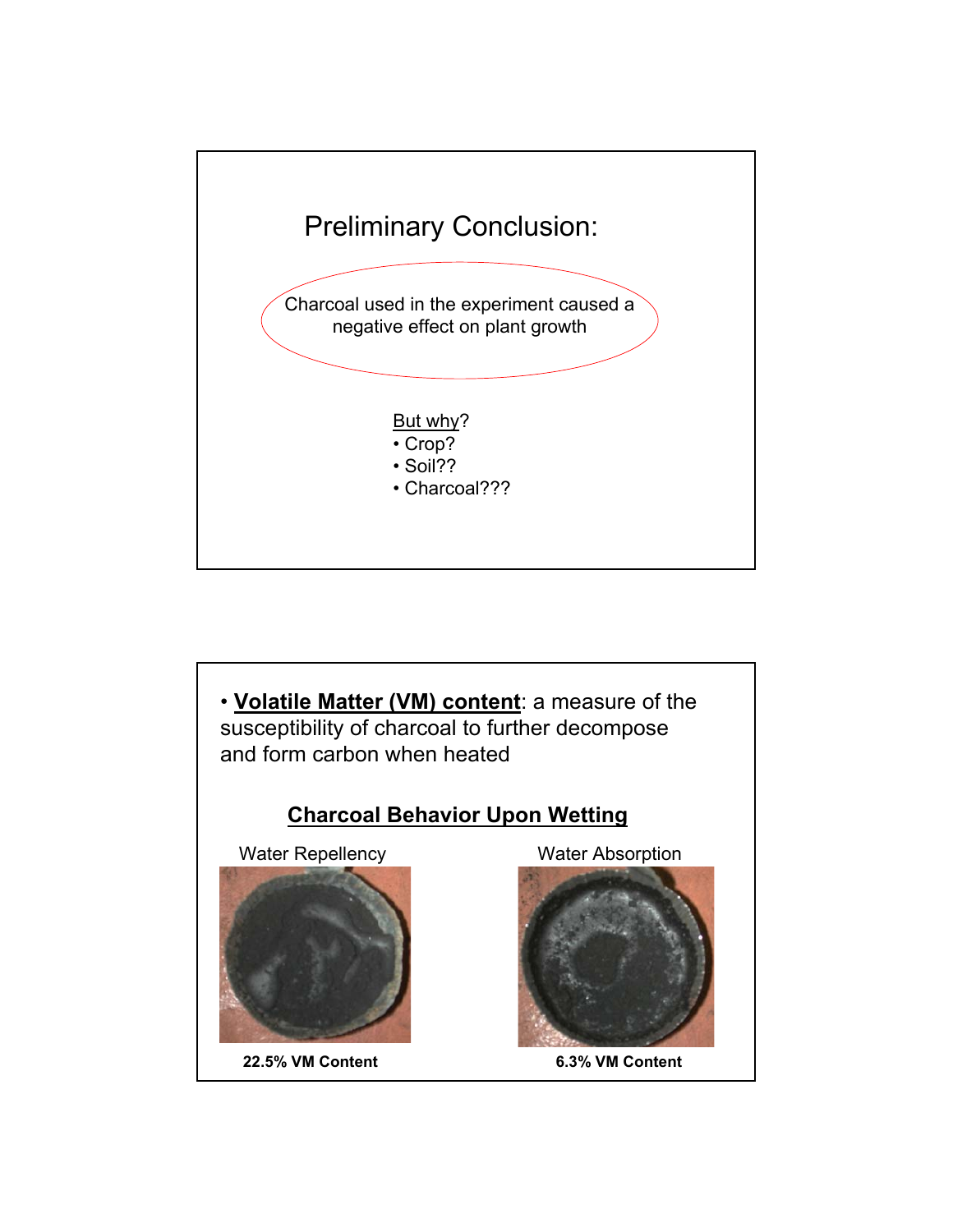## Preliminary Conclusion:

Charcoal used in the experiment caused a negative effect on plant growth

But why?

- Crop?
- Soil??
- Charcoal???

---

- **Volatile Matter (VM) content**: a measure of the susceptibility of charcoal to further decompose and form carbon when heated

### Charcoal Behavior Upon Wetting

Water Repellency

**22.5% VM Content**

Water Absorption

**6.3% VM Content**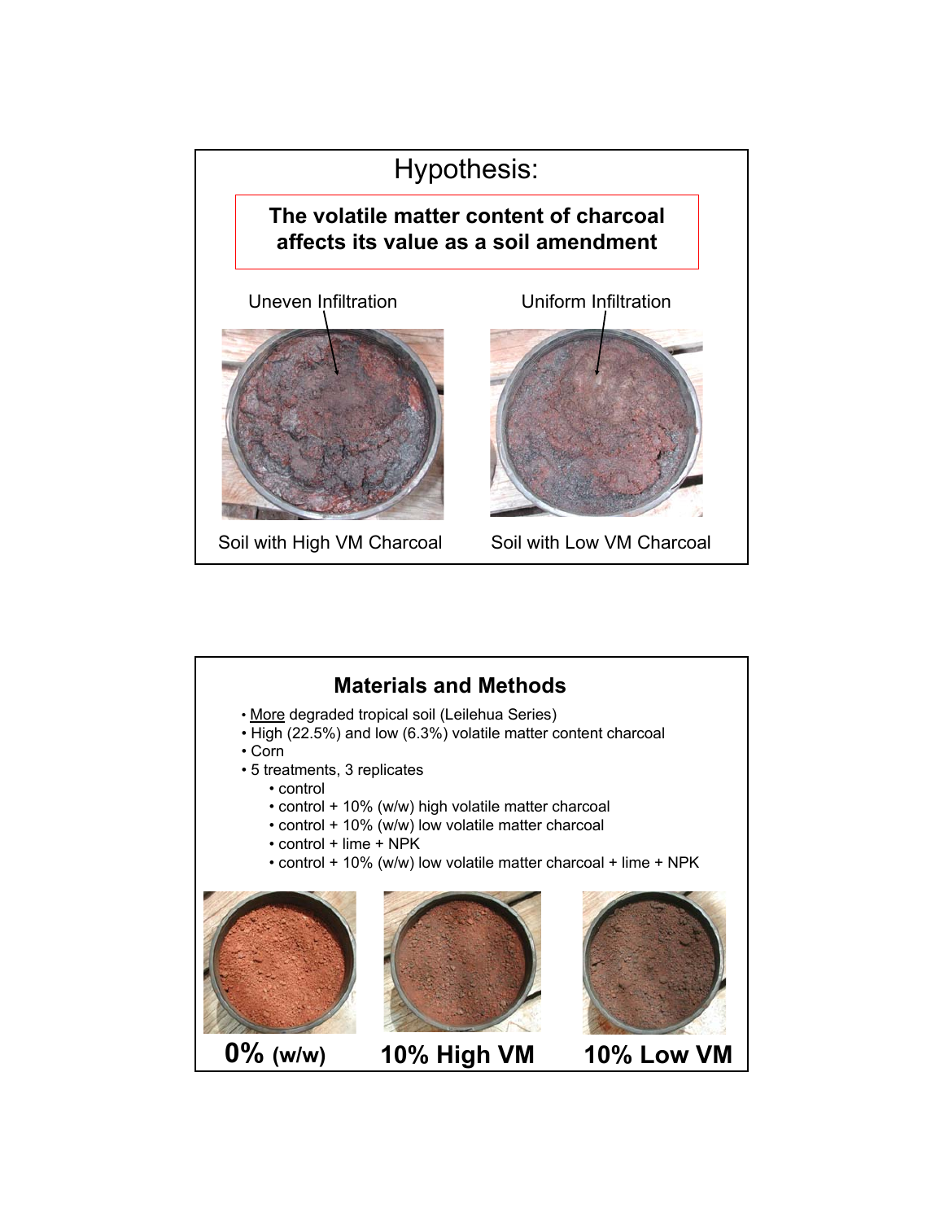## Hypothesis:

**The volatile matter content of charcoal affects its value as a soil amendment**

Uneven Infiltration

Uniform Infiltration

Soil with High VM Charcoal

Soil with Low VM Charcoal

## Materials and Methods

- More degraded tropical soil (Leilehua Series)
- High (22.5%) and low (6.3%) volatile matter content charcoal
- Corn
- 5 treatments, 3 replicates
  - control
  - control + 10% (w/w) high volatile matter charcoal
  - control + 10% (w/w) low volatile matter charcoal
  - control + lime + NPK
  - control + 10% (w/w) low volatile matter charcoal + lime + NPK

**0% (w/w)** **10% High VM** **10% Low VM**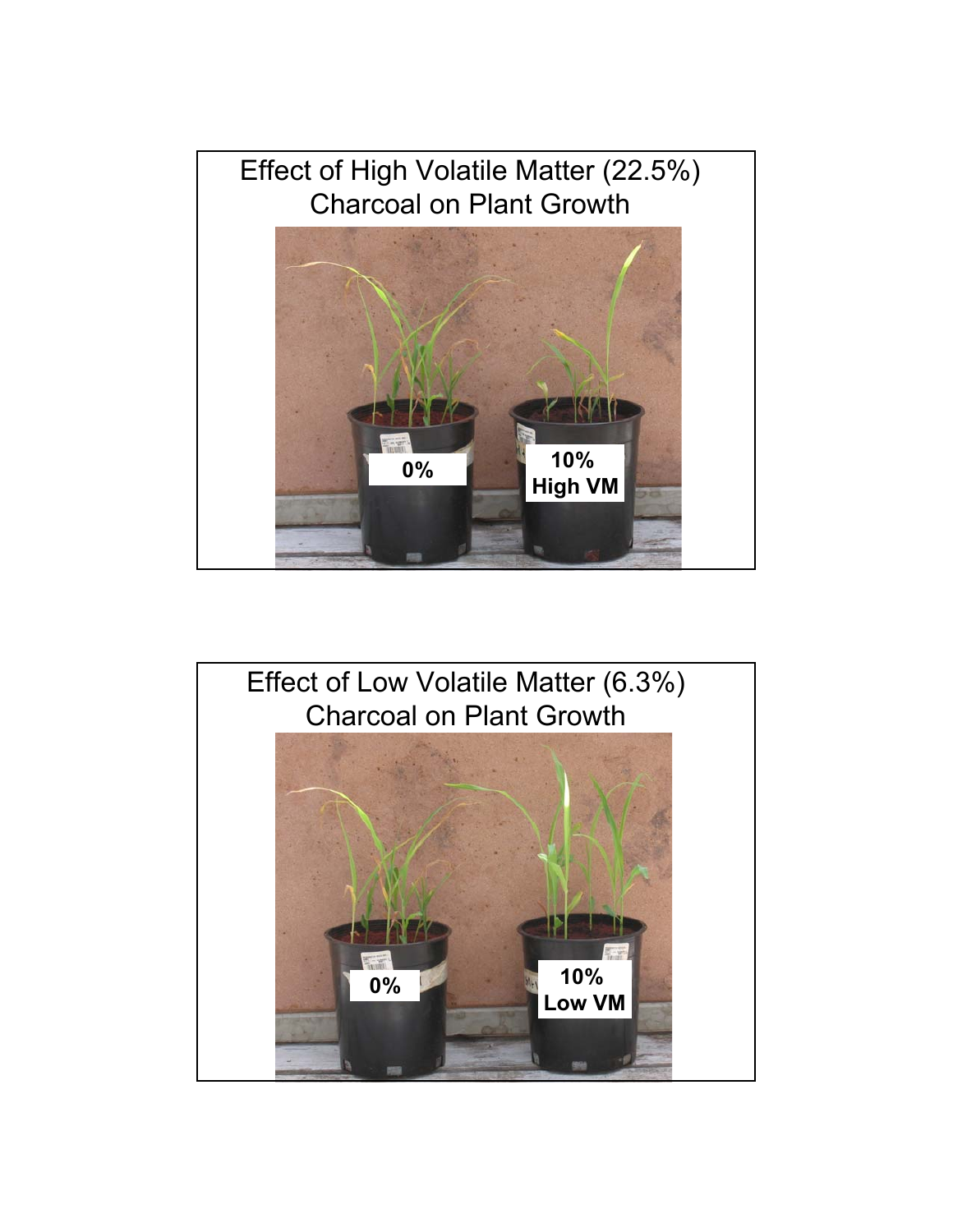Effect of High Volatile Matter (22.5%) Charcoal on Plant Growth

0%

10% High VM

Effect of Low Volatile Matter (6.3%) Charcoal on Plant Growth

0%

10% Low VM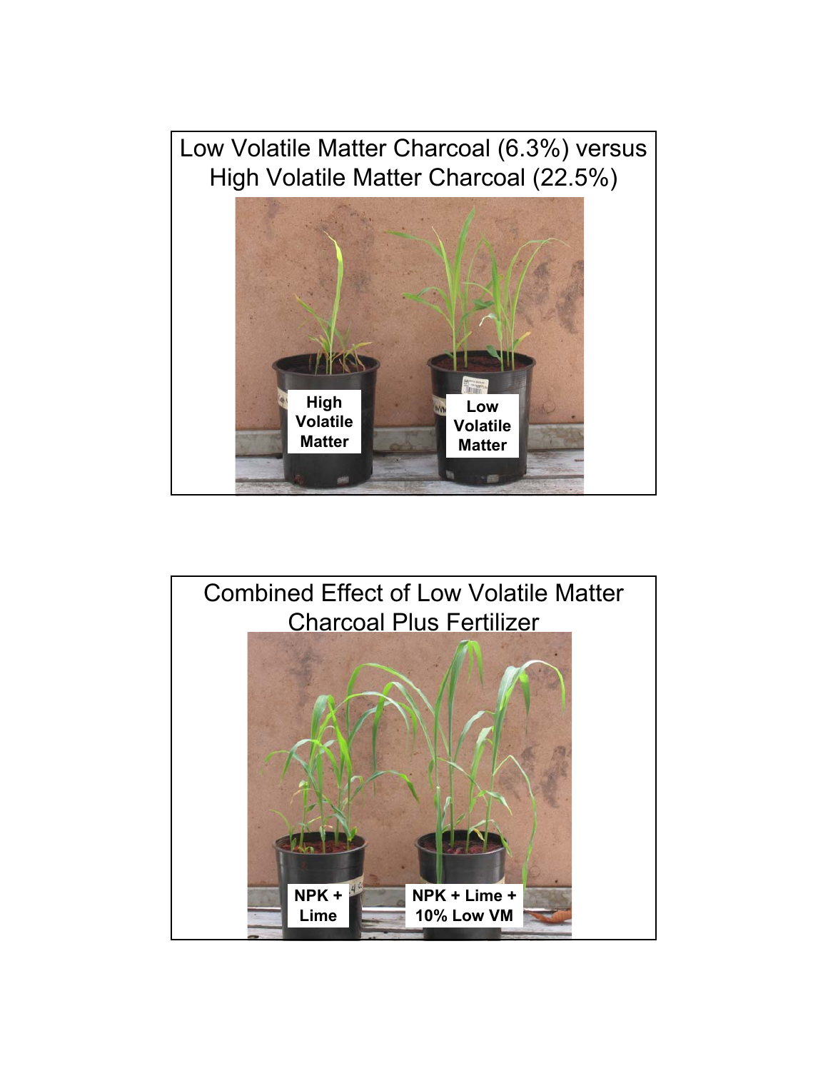Low Volatile Matter Charcoal (6.3%) versus High Volatile Matter Charcoal (22.5%)

High Volatile Matter

Low Volatile Matter

Combined Effect of Low Volatile Matter Charcoal Plus Fertilizer

NPK + Lime

NPK + Lime + 10% Low VM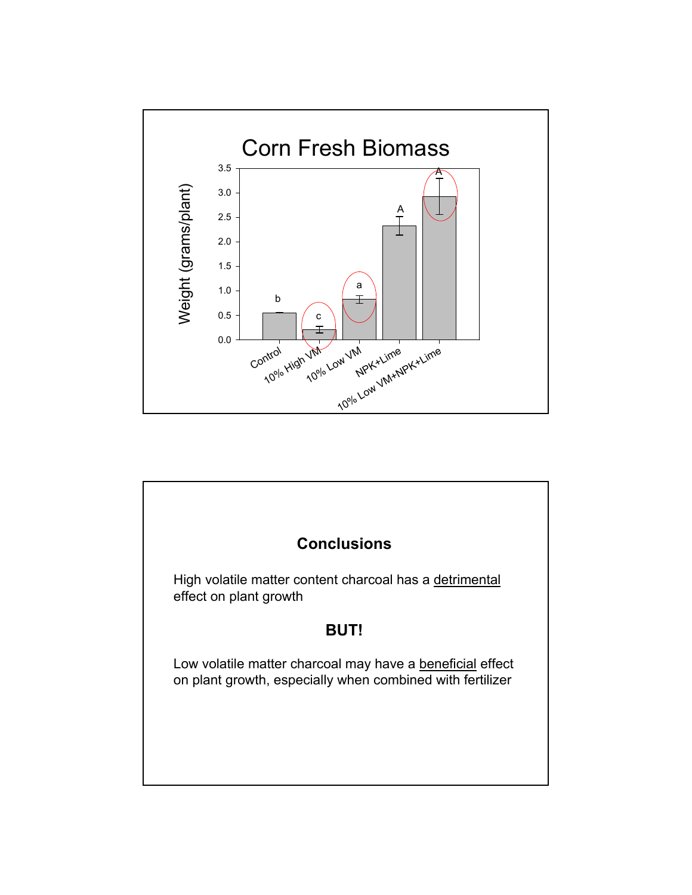## Corn Fresh Biomass

Weight (grams/plant)

Control, 10% High VM, 10% Low VM, NPK+Lime, 10% Low VM+NPK+Lime

## Conclusions

High volatile matter content charcoal has a detrimental effect on plant growth

**BUT!**

Low volatile matter charcoal may have a beneficial effect on plant growth, especially when combined with fertilizer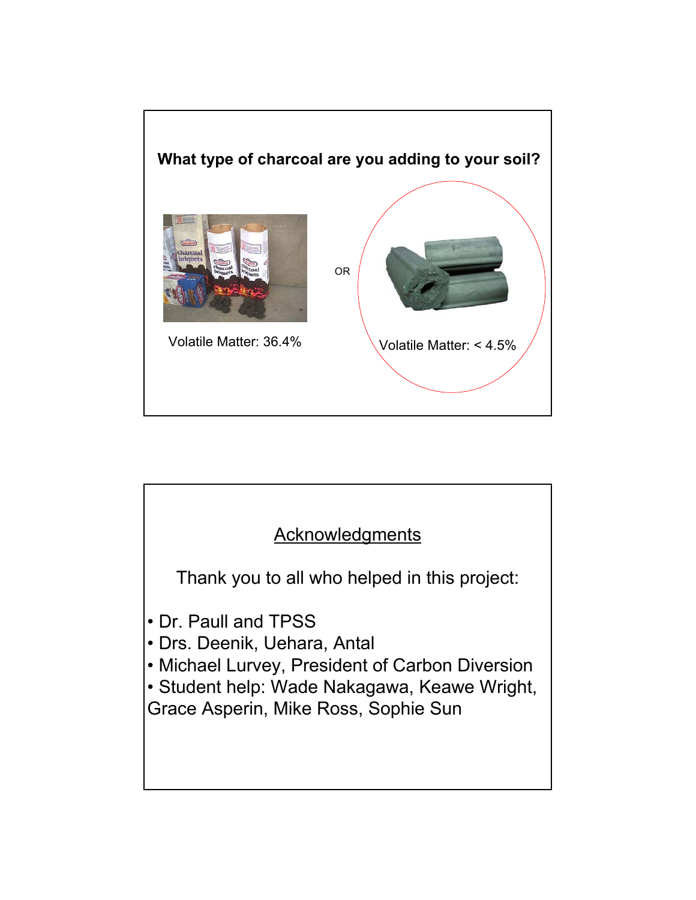**What type of charcoal are you adding to your soil?**

Volatile Matter: 36.4%

OR

Volatile Matter: < 4.5%

## Acknowledgments

Thank you to all who helped in this project:

- Dr. Paull and TPSS
- Drs. Deenik, Uehara, Antal
- Michael Lurvey, President of Carbon Diversion
- Student help: Wade Nakagawa, Keawe Wright, Grace Asperin, Mike Ross, Sophie Sun